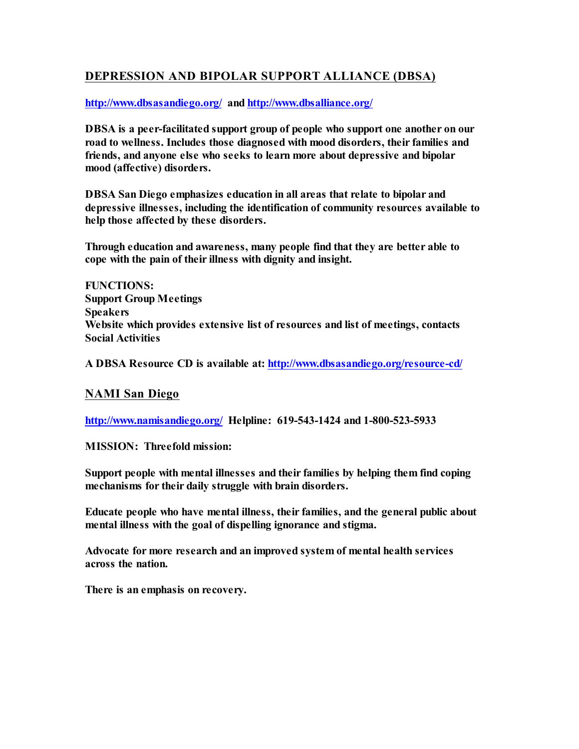## DEPRESSION AND BIPOLAR SUPPORT ALLIANCE (DBSA)

**http://www.dbsasandiego.org/ and http://www.dbsalliance.org/**

**DBSA is a peer-facilitated support group of people who support one another on our road to wellness. Includes those diagnosed with mood disorders, their families and friends, and anyone else who seeks to learn more about depressive and bipolar mood (affective) disorders.**

**DBSA San Diego emphasizes education in all areas that relate to bipolar and depressive illnesses, including the identification of community resources available to help those affected by these disorders.**

**Through education and awareness, many people find that they are better able to cope with the pain of their illness with dignity and insight.**

**FUNCTIONS:**
**Support Group Meetings**
**Speakers**
**Website which provides extensive list of resources and list of meetings, contacts**
**Social Activities**

**A DBSA Resource CD is available at: http://www.dbsasandiego.org/resource-cd/**

## NAMI San Diego

**http://www.namisandiego.org/ Helpline: 619-543-1424 and 1-800-523-5933**

**MISSION: Threefold mission:**

**Support people with mental illnesses and their families by helping them find coping mechanisms for their daily struggle with brain disorders.**

**Educate people who have mental illness, their families, and the general public about mental illness with the goal of dispelling ignorance and stigma.**

**Advocate for more research and an improved system of mental health services across the nation.**

**There is an emphasis on recovery.**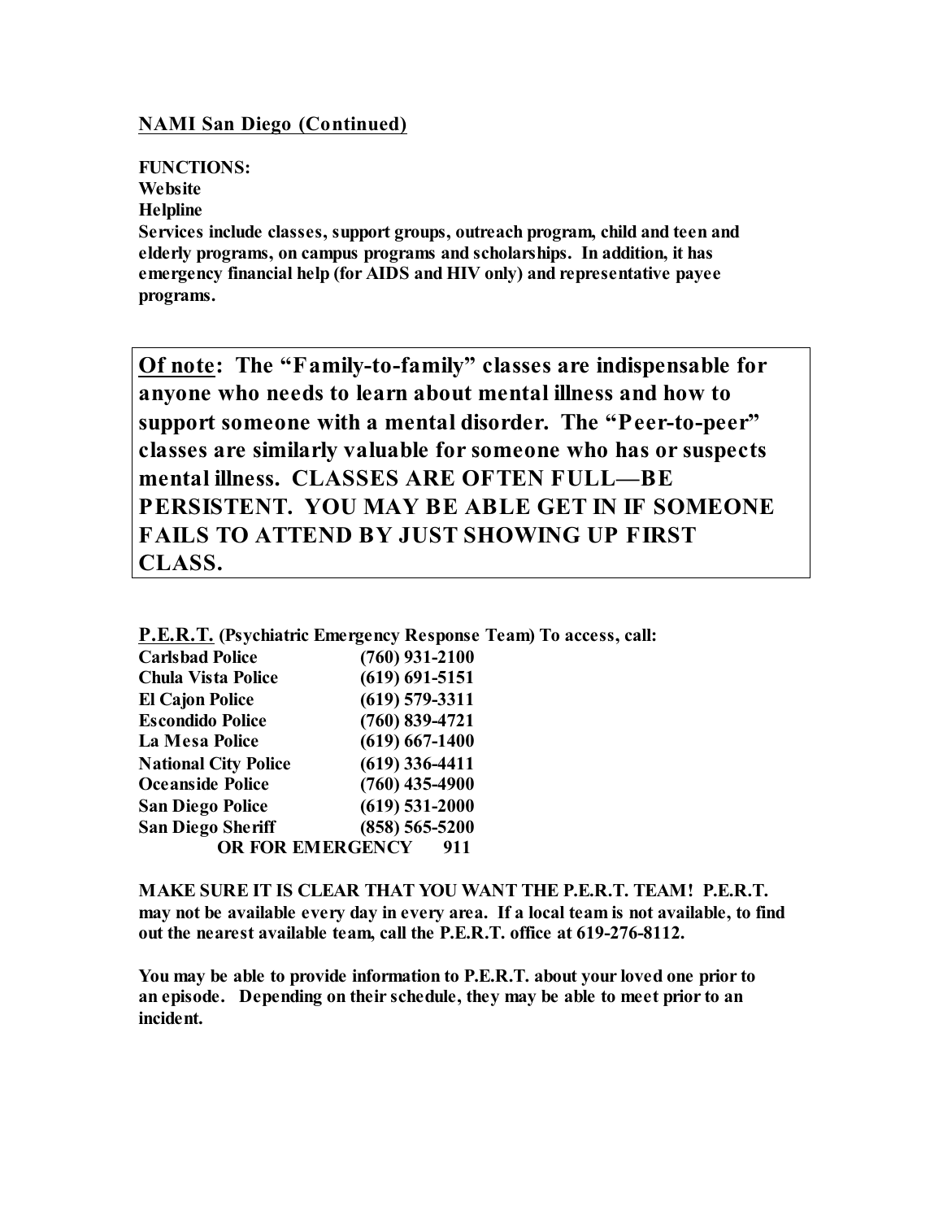## NAMI San Diego (Continued)

**FUNCTIONS:**
**Website**
**Helpline**
**Services include classes, support groups, outreach program, child and teen and elderly programs, on campus programs and scholarships. In addition, it has emergency financial help (for AIDS and HIV only) and representative payee programs.**

> **Of note: The "Family-to-family" classes are indispensable for anyone who needs to learn about mental illness and how to support someone with a mental disorder. The "Peer-to-peer" classes are similarly valuable for someone who has or suspects mental illness. CLASSES ARE OFTEN FULL—BE PERSISTENT. YOU MAY BE ABLE GET IN IF SOMEONE FAILS TO ATTEND BY JUST SHOWING UP FIRST CLASS.**

**P.E.R.T. (Psychiatric Emergency Response Team) To access, call:**

| | |
|---|---|
| **Carlsbad Police** | **(760) 931-2100** |
| **Chula Vista Police** | **(619) 691-5151** |
| **El Cajon Police** | **(619) 579-3311** |
| **Escondido Police** | **(760) 839-4721** |
| **La Mesa Police** | **(619) 667-1400** |
| **National City Police** | **(619) 336-4411** |
| **Oceanside Police** | **(760) 435-4900** |
| **San Diego Police** | **(619) 531-2000** |
| **San Diego Sheriff** | **(858) 565-5200** |
| **OR FOR EMERGENCY** | **911** |

**MAKE SURE IT IS CLEAR THAT YOU WANT THE P.E.R.T. TEAM! P.E.R.T. may not be available every day in every area. If a local team is not available, to find out the nearest available team, call the P.E.R.T. office at 619-276-8112.**

**You may be able to provide information to P.E.R.T. about your loved one prior to an episode. Depending on their schedule, they may be able to meet prior to an incident.**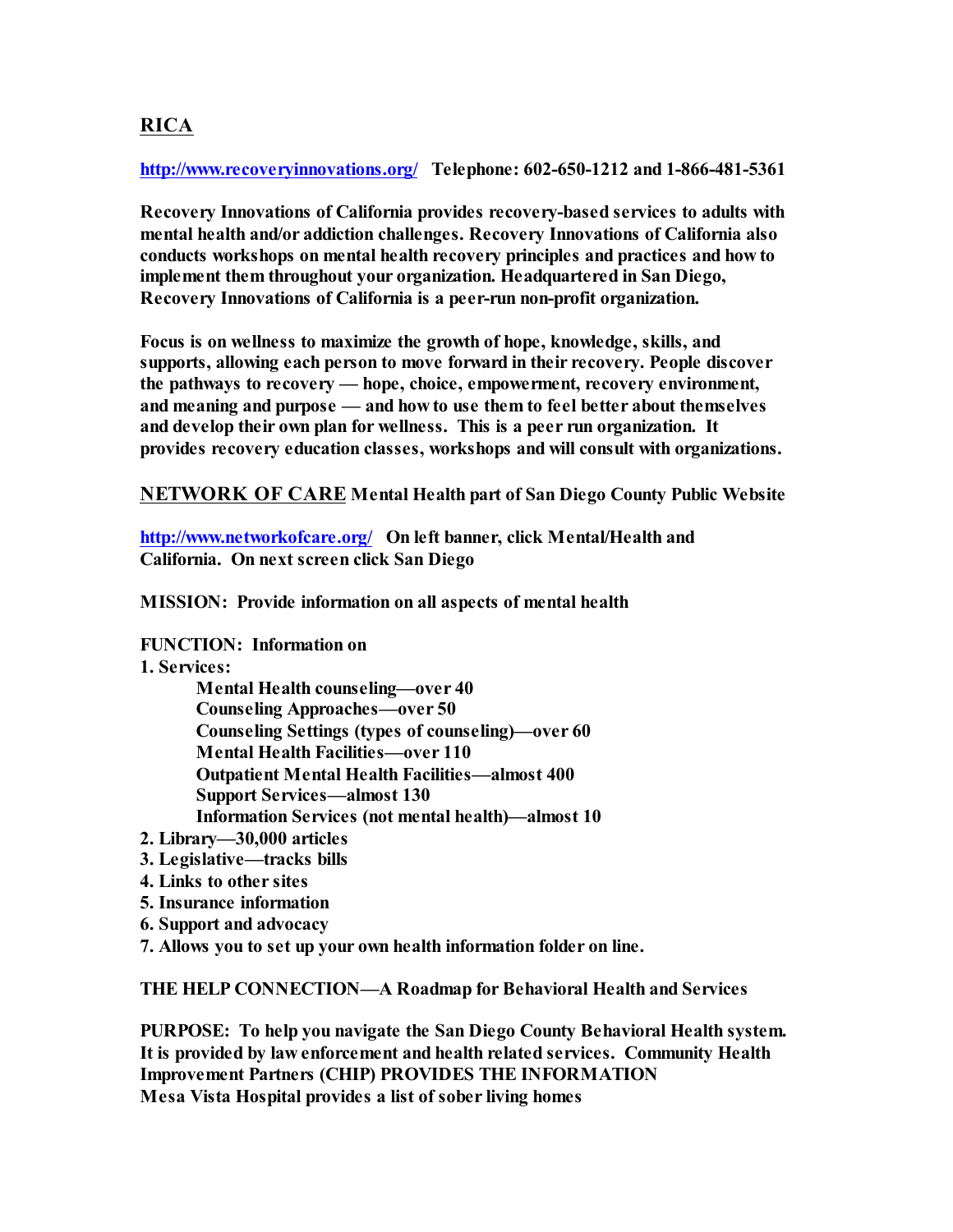## RICA

**[http://www.recoveryinnovations.org/](http://www.recoveryinnovations.org/) Telephone: 602-650-1212 and 1-866-481-5361**

**Recovery Innovations of California provides recovery-based services to adults with mental health and/or addiction challenges. Recovery Innovations of California also conducts workshops on mental health recovery principles and practices and how to implement them throughout your organization. Headquartered in San Diego, Recovery Innovations of California is a peer-run non-profit organization.**

**Focus is on wellness to maximize the growth of hope, knowledge, skills, and supports, allowing each person to move forward in their recovery. People discover the pathways to recovery — hope, choice, empowerment, recovery environment, and meaning and purpose — and how to use them to feel better about themselves and develop their own plan for wellness. This is a peer run organization. It provides recovery education classes, workshops and will consult with organizations.**

## NETWORK OF CARE Mental Health part of San Diego County Public Website

**[http://www.networkofcare.org/](http://www.networkofcare.org/) On left banner, click Mental/Health and California. On next screen click San Diego**

**MISSION: Provide information on all aspects of mental health**

**FUNCTION: Information on**

1. **Services:**
   - **Mental Health counseling—over 40**
   - **Counseling Approaches—over 50**
   - **Counseling Settings (types of counseling)—over 60**
   - **Mental Health Facilities—over 110**
   - **Outpatient Mental Health Facilities—almost 400**
   - **Support Services—almost 130**
   - **Information Services (not mental health)—almost 10**
2. **Library—30,000 articles**
3. **Legislative—tracks bills**
4. **Links to other sites**
5. **Insurance information**
6. **Support and advocacy**
7. **Allows you to set up your own health information folder on line.**

**THE HELP CONNECTION—A Roadmap for Behavioral Health and Services**

**PURPOSE: To help you navigate the San Diego County Behavioral Health system. It is provided by law enforcement and health related services. Community Health Improvement Partners (CHIP) PROVIDES THE INFORMATION**
**Mesa Vista Hospital provides a list of sober living homes**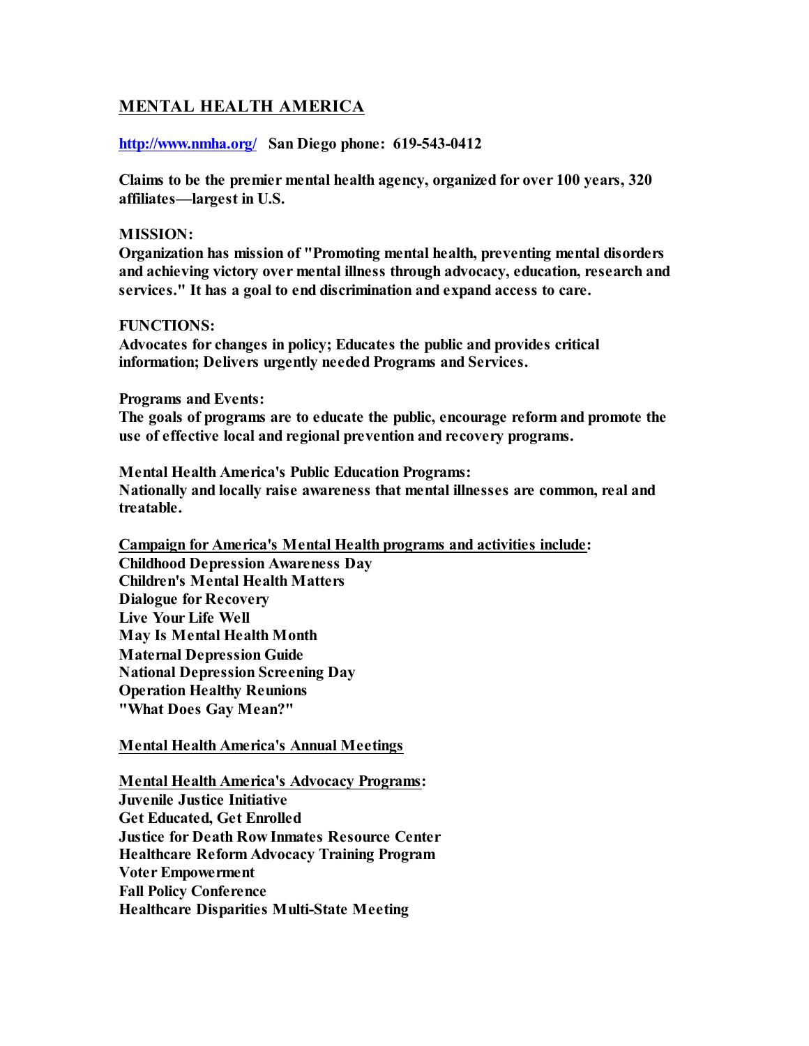## MENTAL HEALTH AMERICA

**[http://www.nmha.org/](http://www.nmha.org/) San Diego phone: 619-543-0412**

**Claims to be the premier mental health agency, organized for over 100 years, 320 affiliates—largest in U.S.**

**MISSION:**
**Organization has mission of "Promoting mental health, preventing mental disorders and achieving victory over mental illness through advocacy, education, research and services." It has a goal to end discrimination and expand access to care.**

**FUNCTIONS:**
**Advocates for changes in policy; Educates the public and provides critical information; Delivers urgently needed Programs and Services.**

**Programs and Events:**
**The goals of programs are to educate the public, encourage reform and promote the use of effective local and regional prevention and recovery programs.**

**Mental Health America's Public Education Programs:**
**Nationally and locally raise awareness that mental illnesses are common, real and treatable.**

**Campaign for America's Mental Health programs and activities include:**
**Childhood Depression Awareness Day**
**Children's Mental Health Matters**
**Dialogue for Recovery**
**Live Your Life Well**
**May Is Mental Health Month**
**Maternal Depression Guide**
**National Depression Screening Day**
**Operation Healthy Reunions**
**"What Does Gay Mean?"**

**Mental Health America's Annual Meetings**

**Mental Health America's Advocacy Programs:**
**Juvenile Justice Initiative**
**Get Educated, Get Enrolled**
**Justice for Death Row Inmates Resource Center**
**Healthcare Reform Advocacy Training Program**
**Voter Empowerment**
**Fall Policy Conference**
**Healthcare Disparities Multi-State Meeting**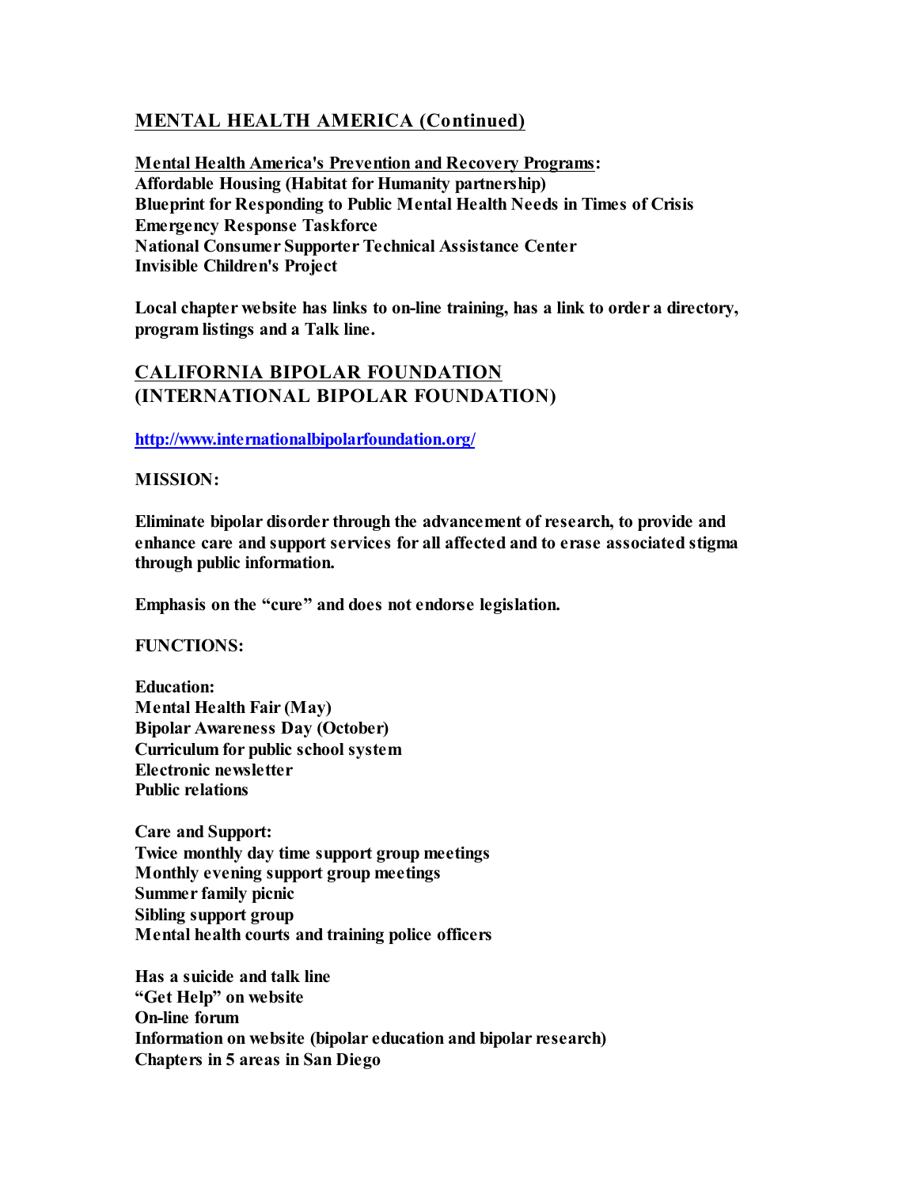## MENTAL HEALTH AMERICA (Continued)

**Mental Health America's Prevention and Recovery Programs:**
**Affordable Housing (Habitat for Humanity partnership)**
**Blueprint for Responding to Public Mental Health Needs in Times of Crisis**
**Emergency Response Taskforce**
**National Consumer Supporter Technical Assistance Center**
**Invisible Children's Project**

**Local chapter website has links to on-line training, has a link to order a directory, program listings and a Talk line.**

## CALIFORNIA BIPOLAR FOUNDATION (INTERNATIONAL BIPOLAR FOUNDATION)

http://www.internationalbipolarfoundation.org/

**MISSION:**

**Eliminate bipolar disorder through the advancement of research, to provide and enhance care and support services for all affected and to erase associated stigma through public information.**

**Emphasis on the "cure" and does not endorse legislation.**

**FUNCTIONS:**

**Education:**
**Mental Health Fair (May)**
**Bipolar Awareness Day (October)**
**Curriculum for public school system**
**Electronic newsletter**
**Public relations**

**Care and Support:**
**Twice monthly day time support group meetings**
**Monthly evening support group meetings**
**Summer family picnic**
**Sibling support group**
**Mental health courts and training police officers**

**Has a suicide and talk line**
**"Get Help" on website**
**On-line forum**
**Information on website (bipolar education and bipolar research)**
**Chapters in 5 areas in San Diego**